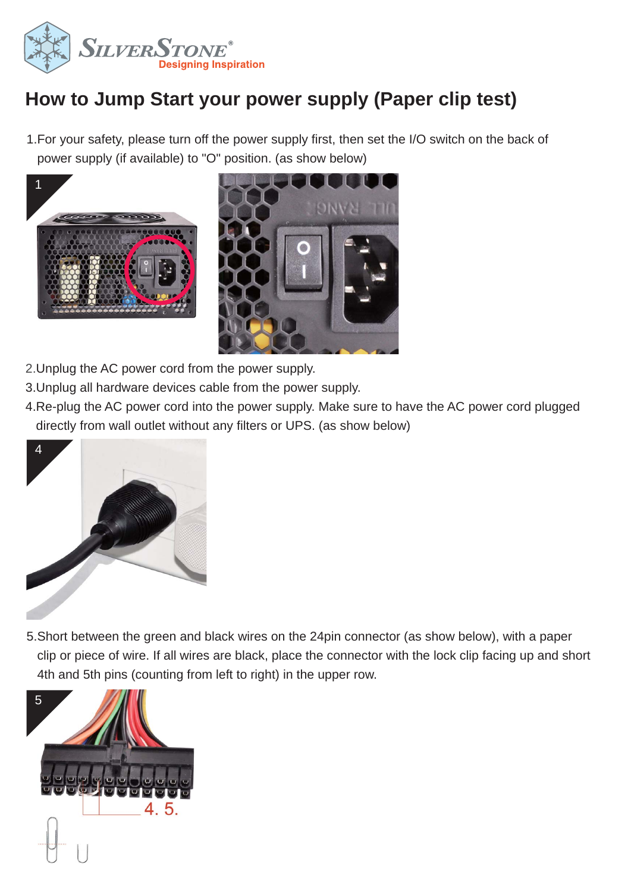# How to Jump Start your power supply (Paper clip test)

1. For your safety, please turn off the power supply first, then set the I/O switch on the back of power supply (if available) to "O" position. (as show below)

2. Unplug the AC power cord from the power supply.
3. Unplug all hardware devices cable from the power supply.
4. Re-plug the AC power cord into the power supply. Make sure to have the AC power cord plugged directly from wall outlet without any filters or UPS. (as show below)

5. Short between the green and black wires on the 24pin connector (as show below), with a paper clip or piece of wire. If all wires are black, place the connector with the lock clip facing up and short 4th and 5th pins (counting from left to right) in the upper row.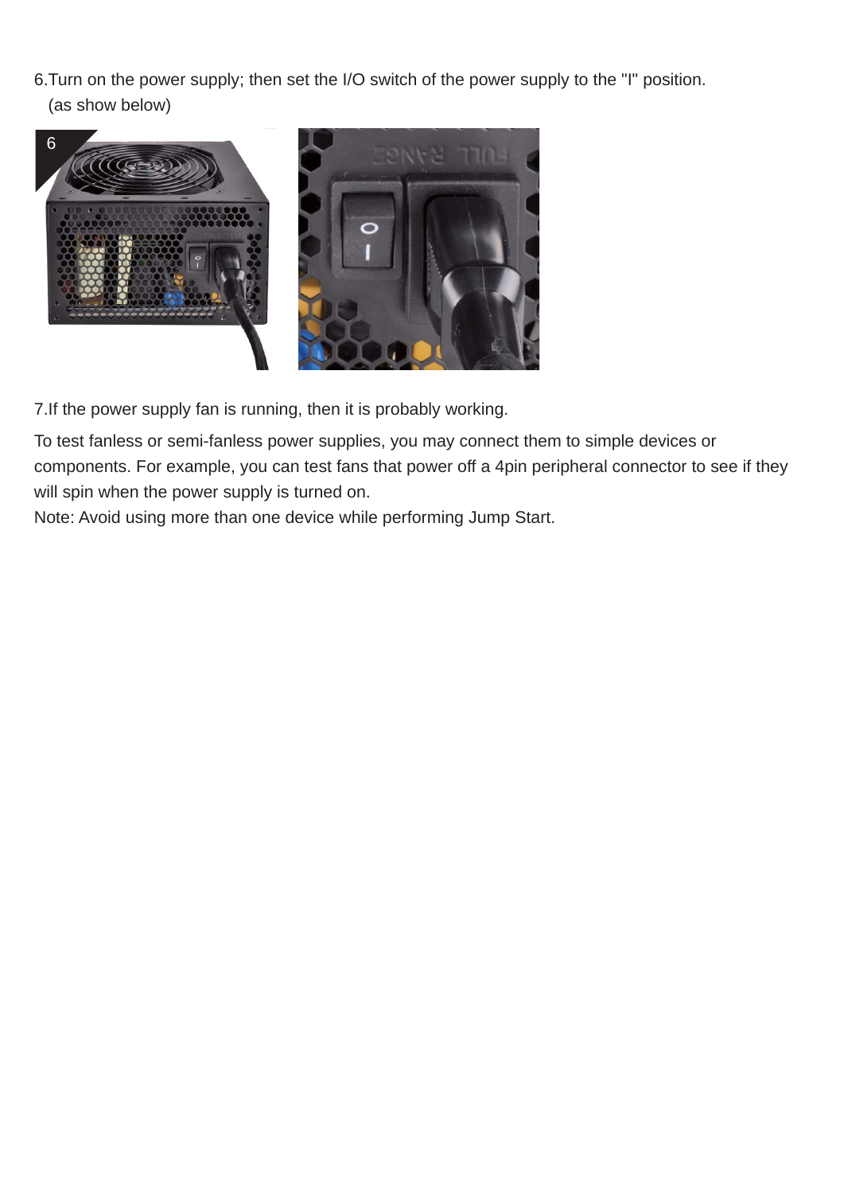6.Turn on the power supply; then set the I/O switch of the power supply to the "I" position.
(as show below)

7.If the power supply fan is running, then it is probably working.

To test fanless or semi-fanless power supplies, you may connect them to simple devices or components. For example, you can test fans that power off a 4pin peripheral connector to see if they will spin when the power supply is turned on.

Note: Avoid using more than one device while performing Jump Start.